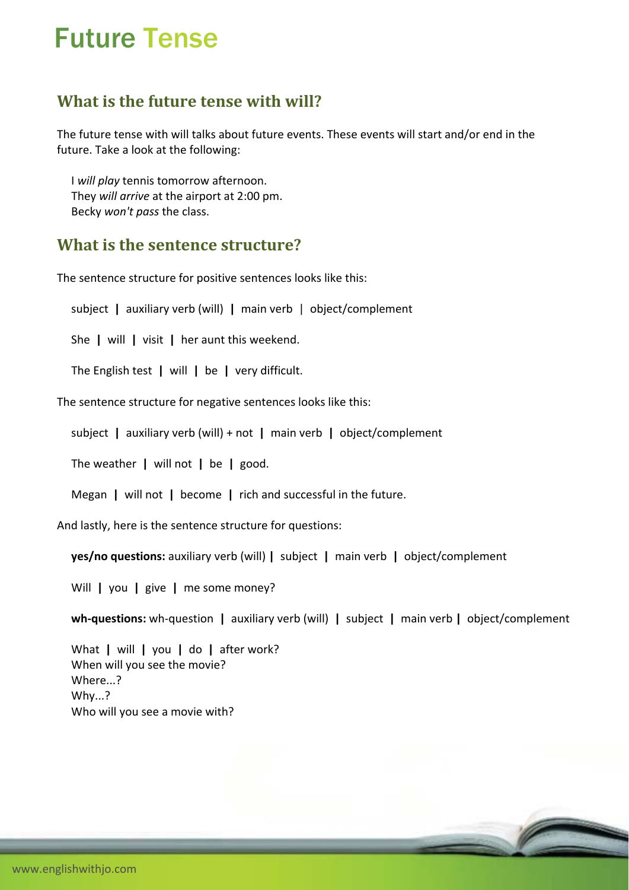# Future Tense

## What is the future tense with will?

The future tense with will talks about future events. These events will start and/or end in the future. Take a look at the following:

I *will play* tennis tomorrow afternoon.
They *will arrive* at the airport at 2:00 pm.
Becky *won't pass* the class.

## What is the sentence structure?

The sentence structure for positive sentences looks like this:

subject | auxiliary verb (will) | main verb | object/complement

She | will | visit | her aunt this weekend.

The English test | will | be | very difficult.

The sentence structure for negative sentences looks like this:

subject | auxiliary verb (will) + not | main verb | object/complement

The weather | will not | be | good.

Megan | will not | become | rich and successful in the future.

And lastly, here is the sentence structure for questions:

**yes/no questions:** auxiliary verb (will) | subject | main verb | object/complement

Will | you | give | me some money?

**wh-questions:** wh-question | auxiliary verb (will) | subject | main verb | object/complement

What | will | you | do | after work?
When will you see the movie?
Where...?
Why...?
Who will you see a movie with?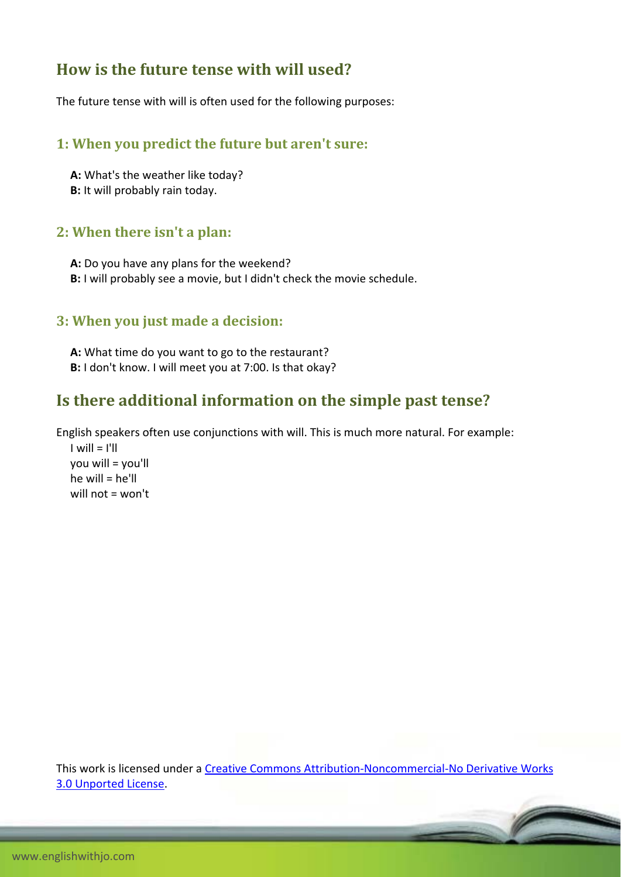## How is the future tense with will used?

The future tense with will is often used for the following purposes:

### 1: When you predict the future but aren't sure:

**A:** What's the weather like today?
**B:** It will probably rain today.

### 2: When there isn't a plan:

**A:** Do you have any plans for the weekend?
**B:** I will probably see a movie, but I didn't check the movie schedule.

### 3: When you just made a decision:

**A:** What time do you want to go to the restaurant?
**B:** I don't know. I will meet you at 7:00. Is that okay?

## Is there additional information on the simple past tense?

English speakers often use conjunctions with will. This is much more natural. For example:

I will = I'll
you will = you'll
he will = he'll
will not = won't

This work is licensed under a Creative Commons Attribution-Noncommercial-No Derivative Works 3.0 Unported License.